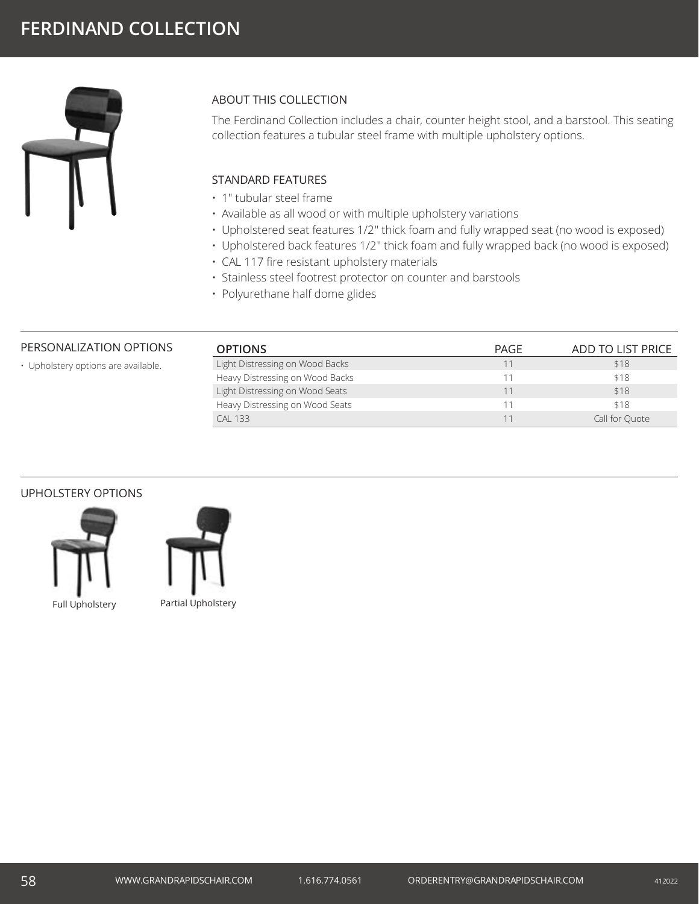# FERDINAND COLLECTION

## ABOUT THIS COLLECTION

The Ferdinand Collection includes a chair, counter height stool, and a barstool. This seating collection features a tubular steel frame with multiple upholstery options.

## STANDARD FEATURES

- 1" tubular steel frame
- Available as all wood or with multiple upholstery variations
- Upholstered seat features 1/2" thick foam and fully wrapped seat (no wood is exposed)
- Upholstered back features 1/2" thick foam and fully wrapped back (no wood is exposed)
- CAL 117 fire resistant upholstery materials
- Stainless steel footrest protector on counter and barstools
- Polyurethane half dome glides

## PERSONALIZATION OPTIONS

- Upholstery options are available.

| OPTIONS | PAGE | ADD TO LIST PRICE |
|---|---|---|
| Light Distressing on Wood Backs | 11 | $18 |
| Heavy Distressing on Wood Backs | 11 | $18 |
| Light Distressing on Wood Seats | 11 | $18 |
| Heavy Distressing on Wood Seats | 11 | $18 |
| CAL 133 | 11 | Call for Quote |

## UPHOLSTERY OPTIONS

Full Upholstery

Partial Upholstery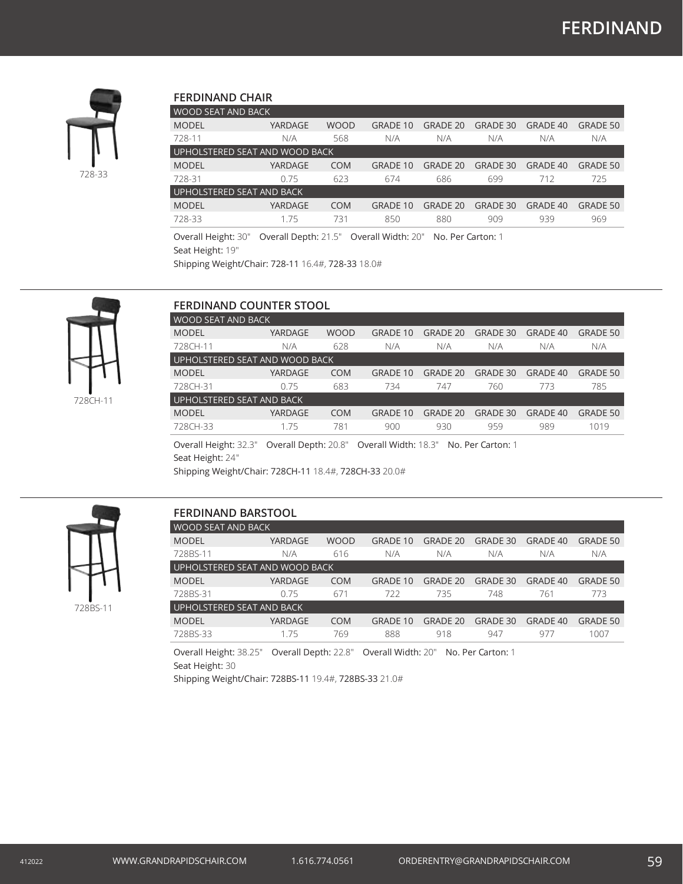# FERDINAND

728-33

## FERDINAND CHAIR

| WOOD SEAT AND BACK | | | | | | | |
|---|---|---|---|---|---|---|---|
| MODEL | YARDAGE | WOOD | GRADE 10 | GRADE 20 | GRADE 30 | GRADE 40 | GRADE 50 |
| 728-11 | N/A | 568 | N/A | N/A | N/A | N/A | N/A |
| UPHOLSTERED SEAT AND WOOD BACK | | | | | | | |
| MODEL | YARDAGE | COM | GRADE 10 | GRADE 20 | GRADE 30 | GRADE 40 | GRADE 50 |
| 728-31 | 0.75 | 623 | 674 | 686 | 699 | 712 | 725 |
| UPHOLSTERED SEAT AND BACK | | | | | | | |
| MODEL | YARDAGE | COM | GRADE 10 | GRADE 20 | GRADE 30 | GRADE 40 | GRADE 50 |
| 728-33 | 1.75 | 731 | 850 | 880 | 909 | 939 | 969 |

Overall Height: 30" Overall Depth: 21.5" Overall Width: 20" No. Per Carton: 1

Seat Height: 19"

Shipping Weight/Chair: 728-11 16.4#, 728-33 18.0#

728CH-11

## FERDINAND COUNTER STOOL

| WOOD SEAT AND BACK | | | | | | | |
|---|---|---|---|---|---|---|---|
| MODEL | YARDAGE | WOOD | GRADE 10 | GRADE 20 | GRADE 30 | GRADE 40 | GRADE 50 |
| 728CH-11 | N/A | 628 | N/A | N/A | N/A | N/A | N/A |
| UPHOLSTERED SEAT AND WOOD BACK | | | | | | | |
| MODEL | YARDAGE | COM | GRADE 10 | GRADE 20 | GRADE 30 | GRADE 40 | GRADE 50 |
| 728CH-31 | 0.75 | 683 | 734 | 747 | 760 | 773 | 785 |
| UPHOLSTERED SEAT AND BACK | | | | | | | |
| MODEL | YARDAGE | COM | GRADE 10 | GRADE 20 | GRADE 30 | GRADE 40 | GRADE 50 |
| 728CH-33 | 1.75 | 781 | 900 | 930 | 959 | 989 | 1019 |

Overall Height: 32.3" Overall Depth: 20.8" Overall Width: 18.3" No. Per Carton: 1

Seat Height: 24"

Shipping Weight/Chair: 728CH-11 18.4#, 728CH-33 20.0#

728BS-11

## FERDINAND BARSTOOL

| WOOD SEAT AND BACK | | | | | | | |
|---|---|---|---|---|---|---|---|
| MODEL | YARDAGE | WOOD | GRADE 10 | GRADE 20 | GRADE 30 | GRADE 40 | GRADE 50 |
| 728BS-11 | N/A | 616 | N/A | N/A | N/A | N/A | N/A |
| UPHOLSTERED SEAT AND WOOD BACK | | | | | | | |
| MODEL | YARDAGE | COM | GRADE 10 | GRADE 20 | GRADE 30 | GRADE 40 | GRADE 50 |
| 728BS-31 | 0.75 | 671 | 722 | 735 | 748 | 761 | 773 |
| UPHOLSTERED SEAT AND BACK | | | | | | | |
| MODEL | YARDAGE | COM | GRADE 10 | GRADE 20 | GRADE 30 | GRADE 40 | GRADE 50 |
| 728BS-33 | 1.75 | 769 | 888 | 918 | 947 | 977 | 1007 |

Overall Height: 38.25" Overall Depth: 22.8" Overall Width: 20" No. Per Carton: 1

Seat Height: 30

Shipping Weight/Chair: 728BS-11 19.4#, 728BS-33 21.0#

412022 WWW.GRANDRAPIDSCHAIR.COM 1.616.774.0561 ORDERENTRY@GRANDRAPIDSCHAIR.COM